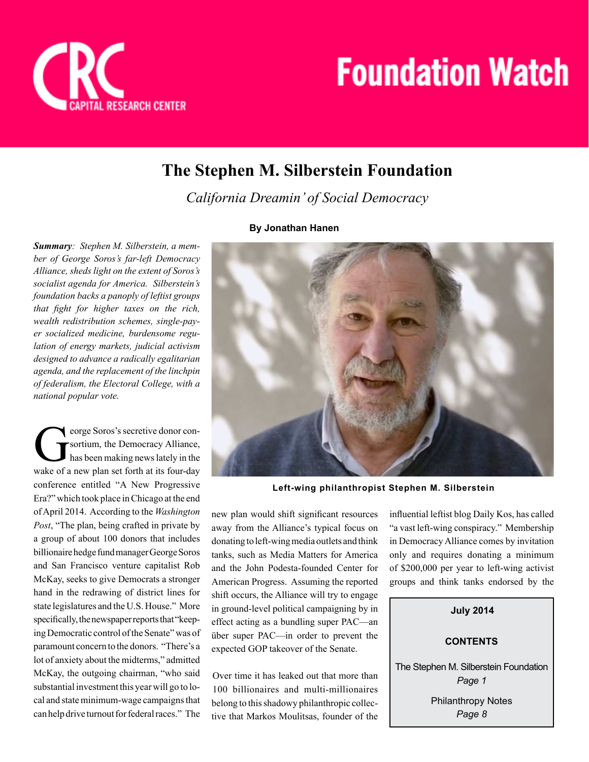CRC CAPITAL RESEARCH CENTER

# Foundation Watch

## The Stephen M. Silberstein Foundation

*California Dreamin' of Social Democracy*

**By Jonathan Hanen**

***Summary**: Stephen M. Silberstein, a member of George Soros's far-left Democracy Alliance, sheds light on the extent of Soros's socialist agenda for America. Silberstein's foundation backs a panoply of leftist groups that fight for higher taxes on the rich, wealth redistribution schemes, single-payer socialized medicine, burdensome regulation of energy markets, judicial activism designed to advance a radically egalitarian agenda, and the replacement of the linchpin of federalism, the Electoral College, with a national popular vote.*

**Left-wing philanthropist Stephen M. Silberstein**

George Soros's secretive donor consortium, the Democracy Alliance, has been making news lately in the wake of a new plan set forth at its four-day conference entitled "A New Progressive Era?" which took place in Chicago at the end of April 2014. According to the *Washington Post*, "The plan, being crafted in private by a group of about 100 donors that includes billionaire hedge fund manager George Soros and San Francisco venture capitalist Rob McKay, seeks to give Democrats a stronger hand in the redrawing of district lines for state legislatures and the U.S. House." More specifically, the newspaper reports that "keeping Democratic control of the Senate" was of paramount concern to the donors. "There's a lot of anxiety about the midterms," admitted McKay, the outgoing chairman, "who said substantial investment this year will go to local and state minimum-wage campaigns that can help drive turnout for federal races." The new plan would shift significant resources away from the Alliance's typical focus on donating to left-wing media outlets and think tanks, such as Media Matters for America and the John Podesta-founded Center for American Progress. Assuming the reported shift occurs, the Alliance will try to engage in ground-level political campaigning by in effect acting as a bundling super PAC—an über super PAC—in order to prevent the expected GOP takeover of the Senate.

Over time it has leaked out that more than 100 billionaires and multi-millionaires belong to this shadowy philanthropic collective that Markos Moulitsas, founder of the influential leftist blog Daily Kos, has called "a vast left-wing conspiracy." Membership in Democracy Alliance comes by invitation only and requires donating a minimum of $200,000 per year to left-wing activist groups and think tanks endorsed by the

**July 2014**

**CONTENTS**

The Stephen M. Silberstein Foundation
*Page 1*

Philanthropy Notes
*Page 8*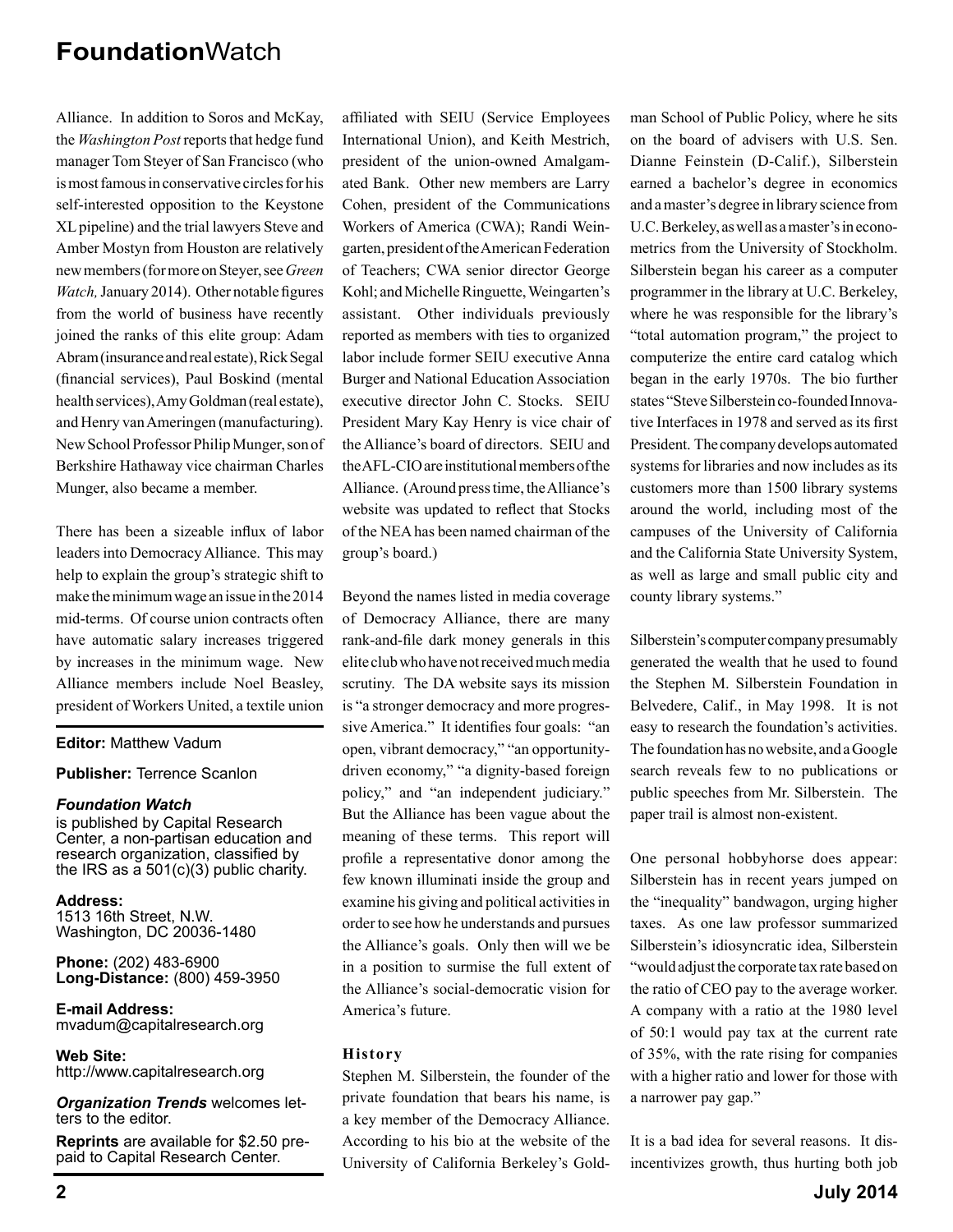Alliance. In addition to Soros and McKay, the *Washington Post* reports that hedge fund manager Tom Steyer of San Francisco (who is most famous in conservative circles for his self-interested opposition to the Keystone XL pipeline) and the trial lawyers Steve and Amber Mostyn from Houston are relatively new members (for more on Steyer, see *Green Watch,* January 2014). Other notable figures from the world of business have recently joined the ranks of this elite group: Adam Abram (insurance and real estate), Rick Segal (financial services), Paul Boskind (mental health services), Amy Goldman (real estate), and Henry van Ameringen (manufacturing). New School Professor Philip Munger, son of Berkshire Hathaway vice chairman Charles Munger, also became a member.

There has been a sizeable influx of labor leaders into Democracy Alliance. This may help to explain the group's strategic shift to make the minimum wage an issue in the 2014 mid-terms. Of course union contracts often have automatic salary increases triggered by increases in the minimum wage. New Alliance members include Noel Beasley, president of Workers United, a textile union affiliated with SEIU (Service Employees International Union), and Keith Mestrich, president of the union-owned Amalgamated Bank. Other new members are Larry Cohen, president of the Communications Workers of America (CWA); Randi Weingarten, president of the American Federation of Teachers; CWA senior director George Kohl; and Michelle Ringuette, Weingarten's assistant. Other individuals previously reported as members with ties to organized labor include former SEIU executive Anna Burger and National Education Association executive director John C. Stocks. SEIU President Mary Kay Henry is vice chair of the Alliance's board of directors. SEIU and the AFL-CIO are institutional members of the Alliance. (Around press time, the Alliance's website was updated to reflect that Stocks of the NEA has been named chairman of the group's board.)

Beyond the names listed in media coverage of Democracy Alliance, there are many rank-and-file dark money generals in this elite club who have not received much media scrutiny. The DA website says its mission is "a stronger democracy and more progressive America." It identifies four goals: "an open, vibrant democracy," "an opportunity-driven economy," "a dignity-based foreign policy," and "an independent judiciary." But the Alliance has been vague about the meaning of these terms. This report will profile a representative donor among the few known illuminati inside the group and examine his giving and political activities in order to see how he understands and pursues the Alliance's goals. Only then will we be in a position to surmise the full extent of the Alliance's social-democratic vision for America's future.

### History

Stephen M. Silberstein, the founder of the private foundation that bears his name, is a key member of the Democracy Alliance. According to his bio at the website of the University of California Berkeley's Goldman School of Public Policy, where he sits on the board of advisers with U.S. Sen. Dianne Feinstein (D-Calif.), Silberstein earned a bachelor's degree in economics and a master's degree in library science from U.C. Berkeley, as well as a master's in econometrics from the University of Stockholm. Silberstein began his career as a computer programmer in the library at U.C. Berkeley, where he was responsible for the library's "total automation program," the project to computerize the entire card catalog which began in the early 1970s. The bio further states "Steve Silberstein co-founded Innovative Interfaces in 1978 and served as its first President. The company develops automated systems for libraries and now includes as its customers more than 1500 library systems around the world, including most of the campuses of the University of California and the California State University System, as well as large and small public city and county library systems."

Silberstein's computer company presumably generated the wealth that he used to found the Stephen M. Silberstein Foundation in Belvedere, Calif., in May 1998. It is not easy to research the foundation's activities. The foundation has no website, and a Google search reveals few to no publications or public speeches from Mr. Silberstein. The paper trail is almost non-existent.

One personal hobbyhorse does appear: Silberstein has in recent years jumped on the "inequality" bandwagon, urging higher taxes. As one law professor summarized Silberstein's idiosyncratic idea, Silberstein "would adjust the corporate tax rate based on the ratio of CEO pay to the average worker. A company with a ratio at the 1980 level of 50:1 would pay tax at the current rate of 35%, with the rate rising for companies with a higher ratio and lower for those with a narrower pay gap."

It is a bad idea for several reasons. It disincentivizes growth, thus hurting both job

---

**Editor:** Matthew Vadum

**Publisher:** Terrence Scanlon

***Foundation Watch*** is published by Capital Research Center, a non-partisan education and research organization, classified by the IRS as a 501(c)(3) public charity.

**Address:**
1513 16th Street, N.W.
Washington, DC 20036-1480

**Phone:** (202) 483-6900
**Long-Distance:** (800) 459-3950

**E-mail Address:**
mvadum@capitalresearch.org

**Web Site:**
http://www.capitalresearch.org

***Organization Trends*** welcomes letters to the editor.

**Reprints** are available for $2.50 prepaid to Capital Research Center.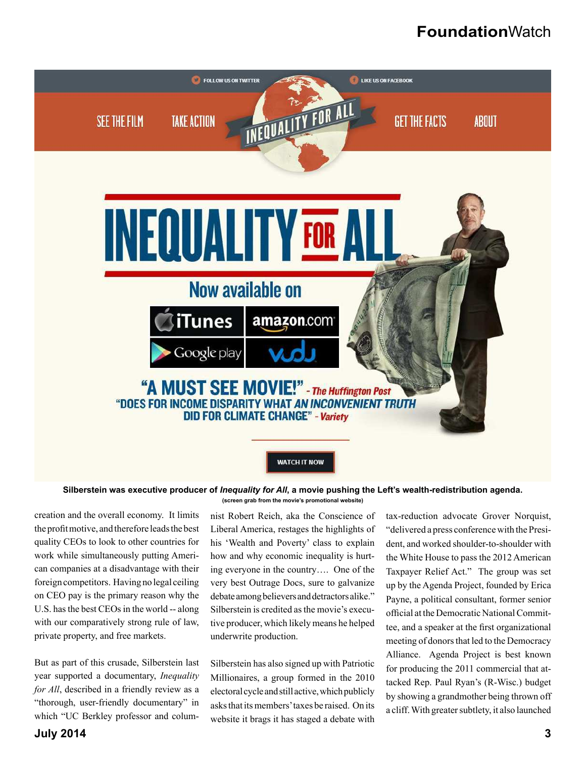**Silberstein was executive producer of *Inequality for All*, a movie pushing the Left's wealth-redistribution agenda.**
(screen grab from the movie's promotional website)

creation and the overall economy. It limits the profit motive, and therefore leads the best quality CEOs to look to other countries for work while simultaneously putting American companies at a disadvantage with their foreign competitors. Having no legal ceiling on CEO pay is the primary reason why the U.S. has the best CEOs in the world -- along with our comparatively strong rule of law, private property, and free markets.

But as part of this crusade, Silberstein last year supported a documentary, *Inequality for All*, described in a friendly review as a "thorough, user-friendly documentary" in which "UC Berkley professor and columnist Robert Reich, aka the Conscience of Liberal America, restages the highlights of his 'Wealth and Poverty' class to explain how and why economic inequality is hurting everyone in the country…. One of the very best Outrage Docs, sure to galvanize debate among believers and detractors alike." Silberstein is credited as the movie's executive producer, which likely means he helped underwrite production.

Silberstein has also signed up with Patriotic Millionaires, a group formed in the 2010 electoral cycle and still active, which publicly asks that its members' taxes be raised. On its website it brags it has staged a debate with tax-reduction advocate Grover Norquist, "delivered a press conference with the President, and worked shoulder-to-shoulder with the White House to pass the 2012 American Taxpayer Relief Act." The group was set up by the Agenda Project, founded by Erica Payne, a political consultant, former senior official at the Democratic National Committee, and a speaker at the first organizational meeting of donors that led to the Democracy Alliance. Agenda Project is best known for producing the 2011 commercial that attacked Rep. Paul Ryan's (R-Wisc.) budget by showing a grandmother being thrown off a cliff. With greater subtlety, it also launched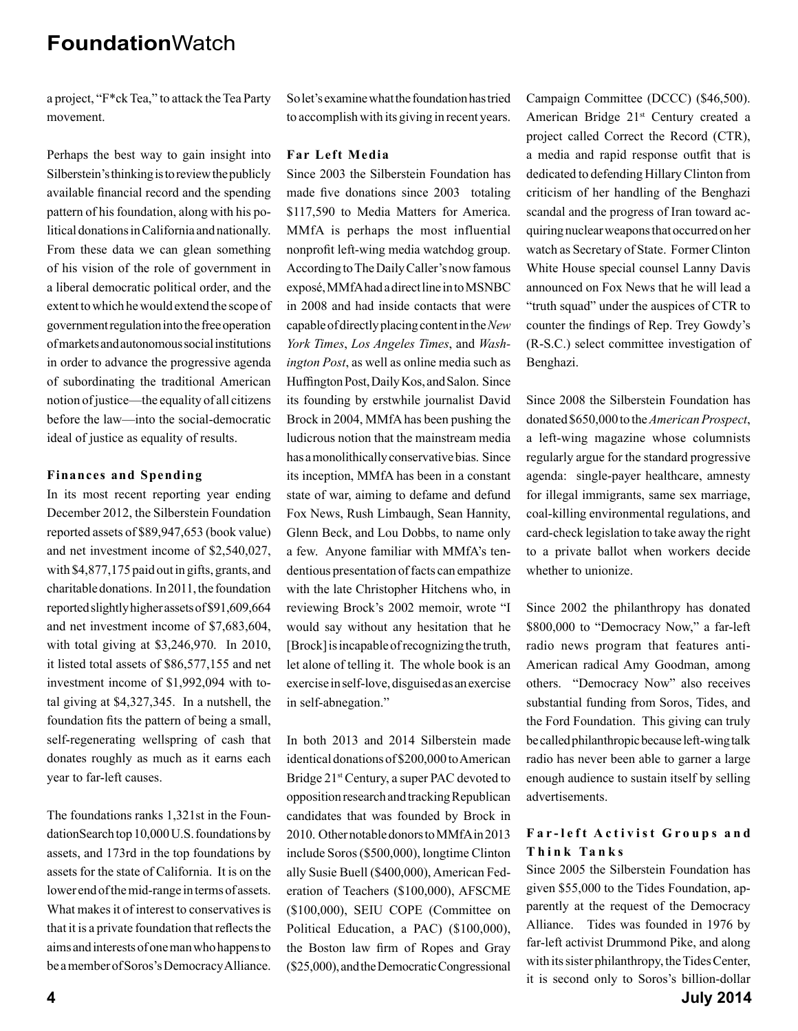a project, "F*ck Tea," to attack the Tea Party movement.

Perhaps the best way to gain insight into Silberstein's thinking is to review the publicly available financial record and the spending pattern of his foundation, along with his political donations in California and nationally. From these data we can glean something of his vision of the role of government in a liberal democratic political order, and the extent to which he would extend the scope of government regulation into the free operation of markets and autonomous social institutions in order to advance the progressive agenda of subordinating the traditional American notion of justice—the equality of all citizens before the law—into the social-democratic ideal of justice as equality of results.

### Finances and Spending

In its most recent reporting year ending December 2012, the Silberstein Foundation reported assets of $89,947,653 (book value) and net investment income of $2,540,027, with $4,877,175 paid out in gifts, grants, and charitable donations. In 2011, the foundation reported slightly higher assets of $91,609,664 and net investment income of $7,683,604, with total giving at $3,246,970. In 2010, it listed total assets of $86,577,155 and net investment income of $1,992,094 with total giving at $4,327,345. In a nutshell, the foundation fits the pattern of being a small, self-regenerating wellspring of cash that donates roughly as much as it earns each year to far-left causes.

The foundations ranks 1,321st in the FoundationSearch top 10,000 U.S. foundations by assets, and 173rd in the top foundations by assets for the state of California. It is on the lower end of the mid-range in terms of assets. What makes it of interest to conservatives is that it is a private foundation that reflects the aims and interests of one man who happens to be a member of Soros's Democracy Alliance. So let's examine what the foundation has tried to accomplish with its giving in recent years.

### Far Left Media

Since 2003 the Silberstein Foundation has made five donations since 2003 totaling $117,590 to Media Matters for America. MMfA is perhaps the most influential nonprofit left-wing media watchdog group. According to The Daily Caller's now famous exposé, MMfA had a direct line in to MSNBC in 2008 and had inside contacts that were capable of directly placing content in the *New York Times*, *Los Angeles Times*, and *Washington Post*, as well as online media such as Huffington Post, Daily Kos, and Salon. Since its founding by erstwhile journalist David Brock in 2004, MMfA has been pushing the ludicrous notion that the mainstream media has a monolithically conservative bias. Since its inception, MMfA has been in a constant state of war, aiming to defame and defund Fox News, Rush Limbaugh, Sean Hannity, Glenn Beck, and Lou Dobbs, to name only a few. Anyone familiar with MMfA's tendentious presentation of facts can empathize with the late Christopher Hitchens who, in reviewing Brock's 2002 memoir, wrote "I would say without any hesitation that he [Brock] is incapable of recognizing the truth, let alone of telling it. The whole book is an exercise in self-love, disguised as an exercise in self-abnegation."

In both 2013 and 2014 Silberstein made identical donations of $200,000 to American Bridge 21st Century, a super PAC devoted to opposition research and tracking Republican candidates that was founded by Brock in 2010. Other notable donors to MMfA in 2013 include Soros ($500,000), longtime Clinton ally Susie Buell ($400,000), American Federation of Teachers ($100,000), AFSCME ($100,000), SEIU COPE (Committee on Political Education, a PAC) ($100,000), the Boston law firm of Ropes and Gray ($25,000), and the Democratic Congressional Campaign Committee (DCCC) ($46,500). American Bridge 21st Century created a project called Correct the Record (CTR), a media and rapid response outfit that is dedicated to defending Hillary Clinton from criticism of her handling of the Benghazi scandal and the progress of Iran toward acquiring nuclear weapons that occurred on her watch as Secretary of State. Former Clinton White House special counsel Lanny Davis announced on Fox News that he will lead a "truth squad" under the auspices of CTR to counter the findings of Rep. Trey Gowdy's (R-S.C.) select committee investigation of Benghazi.

Since 2008 the Silberstein Foundation has donated $650,000 to the *American Prospect*, a left-wing magazine whose columnists regularly argue for the standard progressive agenda: single-payer healthcare, amnesty for illegal immigrants, same sex marriage, coal-killing environmental regulations, and card-check legislation to take away the right to a private ballot when workers decide whether to unionize.

Since 2002 the philanthropy has donated $800,000 to "Democracy Now," a far-left radio news program that features anti-American radical Amy Goodman, among others. "Democracy Now" also receives substantial funding from Soros, Tides, and the Ford Foundation. This giving can truly be called philanthropic because left-wing talk radio has never been able to garner a large enough audience to sustain itself by selling advertisements.

### Far-left Activist Groups and Think Tanks

Since 2005 the Silberstein Foundation has given $55,000 to the Tides Foundation, apparently at the request of the Democracy Alliance. Tides was founded in 1976 by far-left activist Drummond Pike, and along with its sister philanthropy, the Tides Center, it is second only to Soros's billion-dollar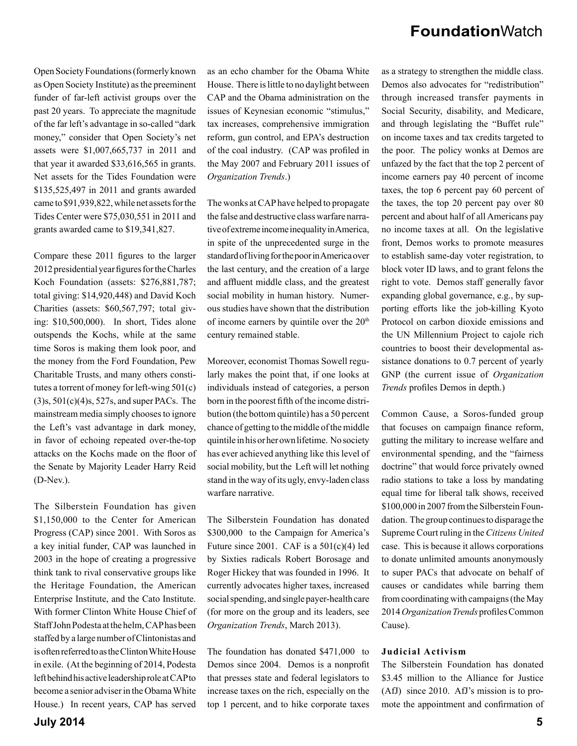Open Society Foundations (formerly known as Open Society Institute) as the preeminent funder of far-left activist groups over the past 20 years. To appreciate the magnitude of the far left's advantage in so-called "dark money," consider that Open Society's net assets were $1,007,665,737 in 2011 and that year it awarded $33,616,565 in grants. Net assets for the Tides Foundation were $135,525,497 in 2011 and grants awarded came to $91,939,822, while net assets for the Tides Center were $75,030,551 in 2011 and grants awarded came to $19,341,827.

Compare these 2011 figures to the larger 2012 presidential year figures for the Charles Koch Foundation (assets: $276,881,787; total giving: $14,920,448) and David Koch Charities (assets: $60,567,797; total giving: $10,500,000). In short, Tides alone outspends the Kochs, while at the same time Soros is making them look poor, and the money from the Ford Foundation, Pew Charitable Trusts, and many others constitutes a torrent of money for left-wing 501(c)(3)s, 501(c)(4)s, 527s, and super PACs. The mainstream media simply chooses to ignore the Left's vast advantage in dark money, in favor of echoing repeated over-the-top attacks on the Kochs made on the floor of the Senate by Majority Leader Harry Reid (D-Nev.).

The Silberstein Foundation has given $1,150,000 to the Center for American Progress (CAP) since 2001. With Soros as a key initial funder, CAP was launched in 2003 in the hope of creating a progressive think tank to rival conservative groups like the Heritage Foundation, the American Enterprise Institute, and the Cato Institute. With former Clinton White House Chief of Staff John Podesta at the helm, CAP has been staffed by a large number of Clintonistas and is often referred to as the Clinton White House in exile. (At the beginning of 2014, Podesta left behind his active leadership role at CAP to become a senior adviser in the Obama White House.) In recent years, CAP has served as an echo chamber for the Obama White House. There is little to no daylight between CAP and the Obama administration on the issues of Keynesian economic "stimulus," tax increases, comprehensive immigration reform, gun control, and EPA's destruction of the coal industry. (CAP was profiled in the May 2007 and February 2011 issues of *Organization Trends*.)

The wonks at CAP have helped to propagate the false and destructive class warfare narrative of extreme income inequality in America, in spite of the unprecedented surge in the standard of living for the poor in America over the last century, and the creation of a large and affluent middle class, and the greatest social mobility in human history. Numerous studies have shown that the distribution of income earners by quintile over the 20th century remained stable.

Moreover, economist Thomas Sowell regularly makes the point that, if one looks at individuals instead of categories, a person born in the poorest fifth of the income distribution (the bottom quintile) has a 50 percent chance of getting to the middle of the middle quintile in his or her own lifetime. No society has ever achieved anything like this level of social mobility, but the Left will let nothing stand in the way of its ugly, envy-laden class warfare narrative.

The Silberstein Foundation has donated $300,000 to the Campaign for America's Future since 2001. CAF is a 501(c)(4) led by Sixties radicals Robert Borosage and Roger Hickey that was founded in 1996. It currently advocates higher taxes, increased social spending, and single payer-health care (for more on the group and its leaders, see *Organization Trends*, March 2013).

The foundation has donated $471,000 to Demos since 2004. Demos is a nonprofit that presses state and federal legislators to increase taxes on the rich, especially on the top 1 percent, and to hike corporate taxes as a strategy to strengthen the middle class. Demos also advocates for "redistribution" through increased transfer payments in Social Security, disability, and Medicare, and through legislating the "Buffet rule" on income taxes and tax credits targeted to the poor. The policy wonks at Demos are unfazed by the fact that the top 2 percent of income earners pay 40 percent of income taxes, the top 6 percent pay 60 percent of the taxes, the top 20 percent pay over 80 percent and about half of all Americans pay no income taxes at all. On the legislative front, Demos works to promote measures to establish same-day voter registration, to block voter ID laws, and to grant felons the right to vote. Demos staff generally favor expanding global governance, e.g., by supporting efforts like the job-killing Kyoto Protocol on carbon dioxide emissions and the UN Millennium Project to cajole rich countries to boost their developmental assistance donations to 0.7 percent of yearly GNP (the current issue of *Organization Trends* profiles Demos in depth.)

Common Cause, a Soros-funded group that focuses on campaign finance reform, gutting the military to increase welfare and environmental spending, and the "fairness doctrine" that would force privately owned radio stations to take a loss by mandating equal time for liberal talk shows, received $100,000 in 2007 from the Silberstein Foundation. The group continues to disparage the Supreme Court ruling in the *Citizens United* case. This is because it allows corporations to donate unlimited amounts anonymously to super PACs that advocate on behalf of causes or candidates while barring them from coordinating with campaigns (the May 2014 *Organization Trends* profiles Common Cause).

### Judicial Activism

The Silberstein Foundation has donated $3.45 million to the Alliance for Justice (AfJ) since 2010. AfJ's mission is to promote the appointment and confirmation of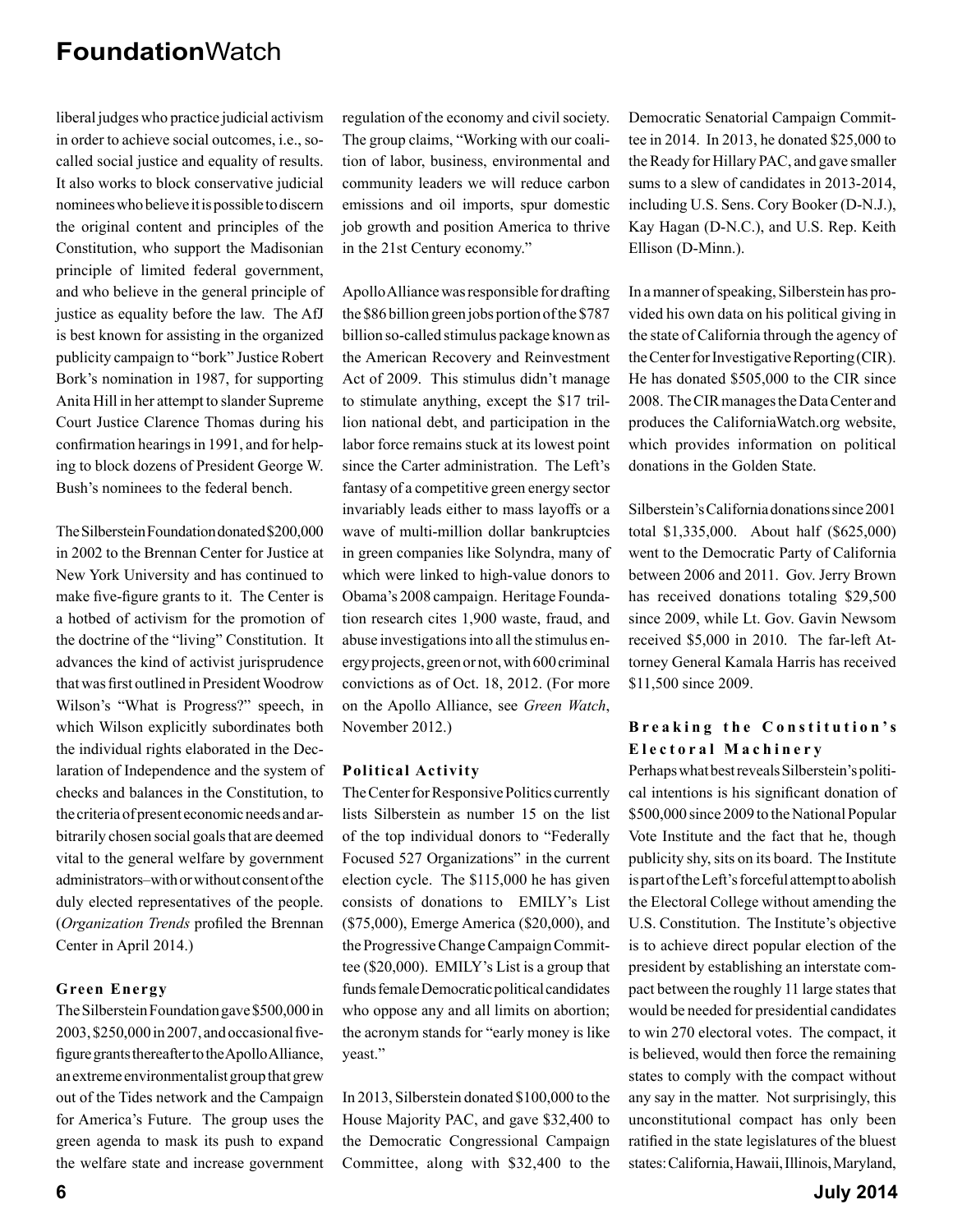liberal judges who practice judicial activism in order to achieve social outcomes, i.e., so-called social justice and equality of results. It also works to block conservative judicial nominees who believe it is possible to discern the original content and principles of the Constitution, who support the Madisonian principle of limited federal government, and who believe in the general principle of justice as equality before the law. The AfJ is best known for assisting in the organized publicity campaign to "bork" Justice Robert Bork's nomination in 1987, for supporting Anita Hill in her attempt to slander Supreme Court Justice Clarence Thomas during his confirmation hearings in 1991, and for helping to block dozens of President George W. Bush's nominees to the federal bench.

The Silberstein Foundation donated $200,000 in 2002 to the Brennan Center for Justice at New York University and has continued to make five-figure grants to it. The Center is a hotbed of activism for the promotion of the doctrine of the "living" Constitution. It advances the kind of activist jurisprudence that was first outlined in President Woodrow Wilson's "What is Progress?" speech, in which Wilson explicitly subordinates both the individual rights elaborated in the Declaration of Independence and the system of checks and balances in the Constitution, to the criteria of present economic needs and arbitrarily chosen social goals that are deemed vital to the general welfare by government administrators–with or without consent of the duly elected representatives of the people. (*Organization Trends* profiled the Brennan Center in April 2014.)

### Green Energy

The Silberstein Foundation gave $500,000 in 2003, $250,000 in 2007, and occasional five-figure grants thereafter to the Apollo Alliance, an extreme environmentalist group that grew out of the Tides network and the Campaign for America's Future. The group uses the green agenda to mask its push to expand the welfare state and increase government regulation of the economy and civil society. The group claims, "Working with our coalition of labor, business, environmental and community leaders we will reduce carbon emissions and oil imports, spur domestic job growth and position America to thrive in the 21st Century economy."

Apollo Alliance was responsible for drafting the $86 billion green jobs portion of the $787 billion so-called stimulus package known as the American Recovery and Reinvestment Act of 2009. This stimulus didn't manage to stimulate anything, except the $17 trillion national debt, and participation in the labor force remains stuck at its lowest point since the Carter administration. The Left's fantasy of a competitive green energy sector invariably leads either to mass layoffs or a wave of multi-million dollar bankruptcies in green companies like Solyndra, many of which were linked to high-value donors to Obama's 2008 campaign. Heritage Foundation research cites 1,900 waste, fraud, and abuse investigations into all the stimulus energy projects, green or not, with 600 criminal convictions as of Oct. 18, 2012. (For more on the Apollo Alliance, see *Green Watch*, November 2012.)

### Political Activity

The Center for Responsive Politics currently lists Silberstein as number 15 on the list of the top individual donors to "Federally Focused 527 Organizations" in the current election cycle. The $115,000 he has given consists of donations to EMILY's List ($75,000), Emerge America ($20,000), and the Progressive Change Campaign Committee ($20,000). EMILY's List is a group that funds female Democratic political candidates who oppose any and all limits on abortion; the acronym stands for "early money is like yeast."

In 2013, Silberstein donated $100,000 to the House Majority PAC, and gave $32,400 to the Democratic Congressional Campaign Committee, along with $32,400 to the Democratic Senatorial Campaign Committee in 2014. In 2013, he donated $25,000 to the Ready for Hillary PAC, and gave smaller sums to a slew of candidates in 2013-2014, including U.S. Sens. Cory Booker (D-N.J.), Kay Hagan (D-N.C.), and U.S. Rep. Keith Ellison (D-Minn.).

In a manner of speaking, Silberstein has provided his own data on his political giving in the state of California through the agency of the Center for Investigative Reporting (CIR). He has donated $505,000 to the CIR since 2008. The CIR manages the Data Center and produces the CaliforniaWatch.org website, which provides information on political donations in the Golden State.

Silberstein's California donations since 2001 total $1,335,000. About half ($625,000) went to the Democratic Party of California between 2006 and 2011. Gov. Jerry Brown has received donations totaling $29,500 since 2009, while Lt. Gov. Gavin Newsom received $5,000 in 2010. The far-left Attorney General Kamala Harris has received $11,500 since 2009.

### Breaking the Constitution's Electoral Machinery

Perhaps what best reveals Silberstein's political intentions is his significant donation of $500,000 since 2009 to the National Popular Vote Institute and the fact that he, though publicity shy, sits on its board. The Institute is part of the Left's forceful attempt to abolish the Electoral College without amending the U.S. Constitution. The Institute's objective is to achieve direct popular election of the president by establishing an interstate compact between the roughly 11 large states that would be needed for presidential candidates to win 270 electoral votes. The compact, it is believed, would then force the remaining states to comply with the compact without any say in the matter. Not surprisingly, this unconstitutional compact has only been ratified in the state legislatures of the bluest states: California, Hawaii, Illinois, Maryland,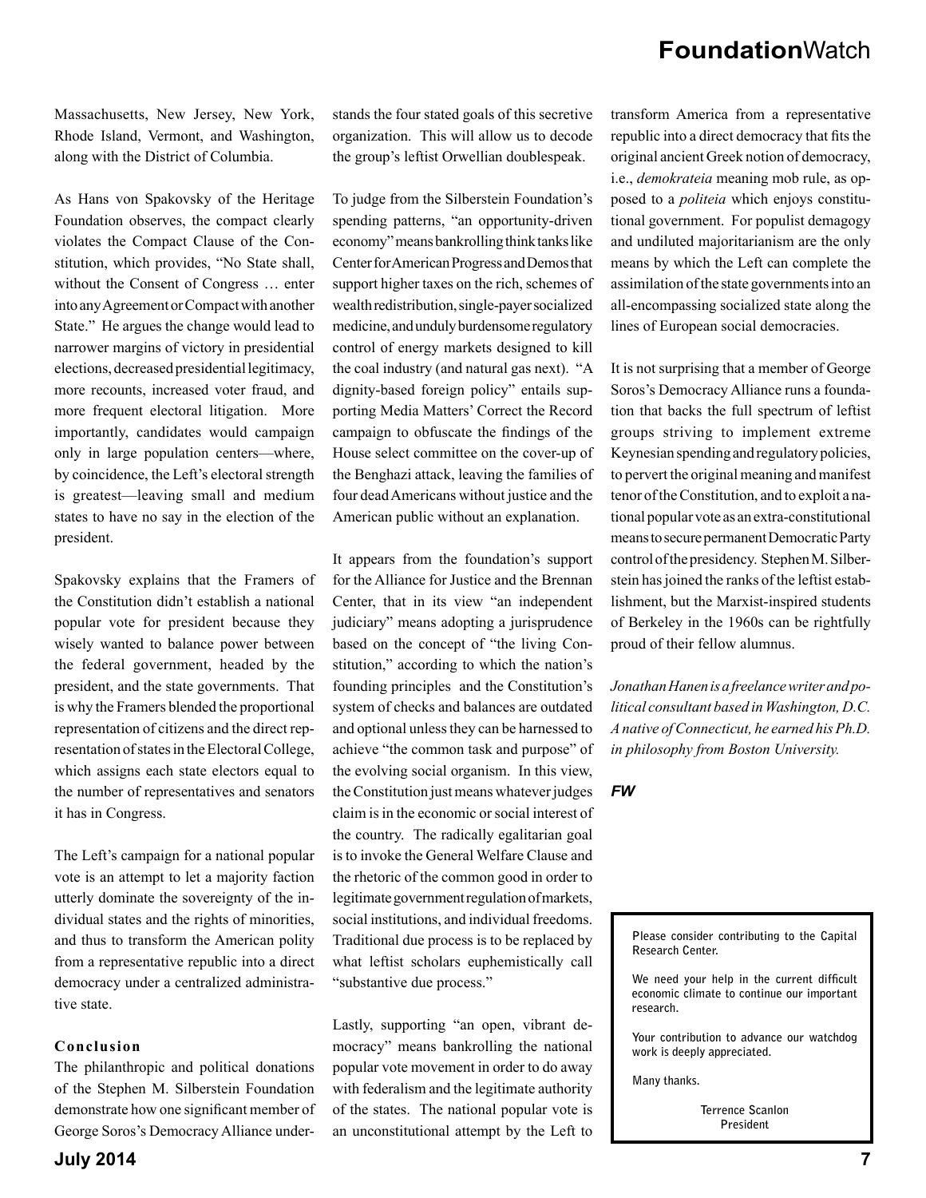Massachusetts, New Jersey, New York, Rhode Island, Vermont, and Washington, along with the District of Columbia.

As Hans von Spakovsky of the Heritage Foundation observes, the compact clearly violates the Compact Clause of the Constitution, which provides, "No State shall, without the Consent of Congress … enter into any Agreement or Compact with another State." He argues the change would lead to narrower margins of victory in presidential elections, decreased presidential legitimacy, more recounts, increased voter fraud, and more frequent electoral litigation. More importantly, candidates would campaign only in large population centers—where, by coincidence, the Left's electoral strength is greatest—leaving small and medium states to have no say in the election of the president.

Spakovsky explains that the Framers of the Constitution didn't establish a national popular vote for president because they wisely wanted to balance power between the federal government, headed by the president, and the state governments. That is why the Framers blended the proportional representation of citizens and the direct representation of states in the Electoral College, which assigns each state electors equal to the number of representatives and senators it has in Congress.

The Left's campaign for a national popular vote is an attempt to let a majority faction utterly dominate the sovereignty of the individual states and the rights of minorities, and thus to transform the American polity from a representative republic into a direct democracy under a centralized administrative state.

### Conclusion

The philanthropic and political donations of the Stephen M. Silberstein Foundation demonstrate how one significant member of George Soros's Democracy Alliance understands the four stated goals of this secretive organization. This will allow us to decode the group's leftist Orwellian doublespeak.

To judge from the Silberstein Foundation's spending patterns, "an opportunity-driven economy" means bankrolling think tanks like Center for American Progress and Demos that support higher taxes on the rich, schemes of wealth redistribution, single-payer socialized medicine, and unduly burdensome regulatory control of energy markets designed to kill the coal industry (and natural gas next). "A dignity-based foreign policy" entails supporting Media Matters' Correct the Record campaign to obfuscate the findings of the House select committee on the cover-up of the Benghazi attack, leaving the families of four dead Americans without justice and the American public without an explanation.

It appears from the foundation's support for the Alliance for Justice and the Brennan Center, that in its view "an independent judiciary" means adopting a jurisprudence based on the concept of "the living Constitution," according to which the nation's founding principles and the Constitution's system of checks and balances are outdated and optional unless they can be harnessed to achieve "the common task and purpose" of the evolving social organism. In this view, the Constitution just means whatever judges claim is in the economic or social interest of the country. The radically egalitarian goal is to invoke the General Welfare Clause and the rhetoric of the common good in order to legitimate government regulation of markets, social institutions, and individual freedoms. Traditional due process is to be replaced by what leftist scholars euphemistically call "substantive due process."

Lastly, supporting "an open, vibrant democracy" means bankrolling the national popular vote movement in order to do away with federalism and the legitimate authority of the states. The national popular vote is an unconstitutional attempt by the Left to transform America from a representative republic into a direct democracy that fits the original ancient Greek notion of democracy, i.e., *demokrateia* meaning mob rule, as opposed to a *politeia* which enjoys constitutional government. For populist demagogy and undiluted majoritarianism are the only means by which the Left can complete the assimilation of the state governments into an all-encompassing socialized state along the lines of European social democracies.

It is not surprising that a member of George Soros's Democracy Alliance runs a foundation that backs the full spectrum of leftist groups striving to implement extreme Keynesian spending and regulatory policies, to pervert the original meaning and manifest tenor of the Constitution, and to exploit a national popular vote as an extra-constitutional means to secure permanent Democratic Party control of the presidency. Stephen M. Silberstein has joined the ranks of the leftist establishment, but the Marxist-inspired students of Berkeley in the 1960s can be rightfully proud of their fellow alumnus.

*Jonathan Hanen is a freelance writer and political consultant based in Washington, D.C. A native of Connecticut, he earned his Ph.D. in philosophy from Boston University.*

***FW***

---

Please consider contributing to the Capital Research Center.

We need your help in the current difficult economic climate to continue our important research.

Your contribution to advance our watchdog work is deeply appreciated.

Many thanks.

Terrence Scanlon
President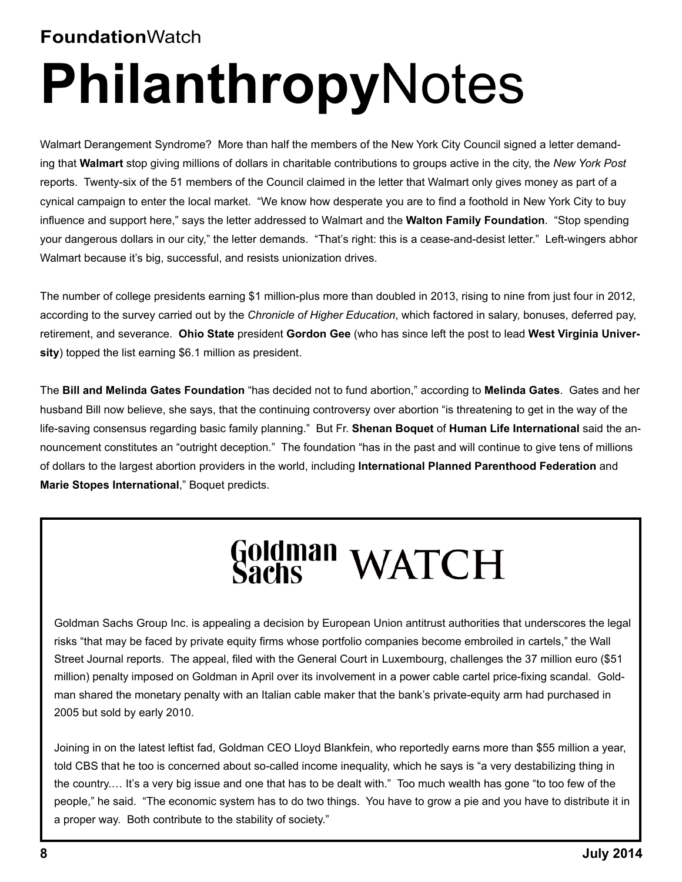**Foundation**Watch

# **Philanthropy**Notes

Walmart Derangement Syndrome? More than half the members of the New York City Council signed a letter demanding that **Walmart** stop giving millions of dollars in charitable contributions to groups active in the city, the *New York Post* reports. Twenty-six of the 51 members of the Council claimed in the letter that Walmart only gives money as part of a cynical campaign to enter the local market. "We know how desperate you are to find a foothold in New York City to buy influence and support here," says the letter addressed to Walmart and the **Walton Family Foundation**. "Stop spending your dangerous dollars in our city," the letter demands. "That's right: this is a cease-and-desist letter." Left-wingers abhor Walmart because it's big, successful, and resists unionization drives.

The number of college presidents earning $1 million-plus more than doubled in 2013, rising to nine from just four in 2012, according to the survey carried out by the *Chronicle of Higher Education*, which factored in salary, bonuses, deferred pay, retirement, and severance. **Ohio State** president **Gordon Gee** (who has since left the post to lead **West Virginia University**) topped the list earning $6.1 million as president.

The **Bill and Melinda Gates Foundation** "has decided not to fund abortion," according to **Melinda Gates**. Gates and her husband Bill now believe, she says, that the continuing controversy over abortion "is threatening to get in the way of the life-saving consensus regarding basic family planning." But Fr. **Shenan Boquet** of **Human Life International** said the announcement constitutes an "outright deception." The foundation "has in the past and will continue to give tens of millions of dollars to the largest abortion providers in the world, including **International Planned Parenthood Federation** and **Marie Stopes International**," Boquet predicts.

## Goldman Sachs WATCH

Goldman Sachs Group Inc. is appealing a decision by European Union antitrust authorities that underscores the legal risks "that may be faced by private equity firms whose portfolio companies become embroiled in cartels," the Wall Street Journal reports. The appeal, filed with the General Court in Luxembourg, challenges the 37 million euro ($51 million) penalty imposed on Goldman in April over its involvement in a power cable cartel price-fixing scandal. Goldman shared the monetary penalty with an Italian cable maker that the bank's private-equity arm had purchased in 2005 but sold by early 2010.

Joining in on the latest leftist fad, Goldman CEO Lloyd Blankfein, who reportedly earns more than $55 million a year, told CBS that he too is concerned about so-called income inequality, which he says is "a very destabilizing thing in the country.… It's a very big issue and one that has to be dealt with." Too much wealth has gone "to too few of the people," he said. "The economic system has to do two things. You have to grow a pie and you have to distribute it in a proper way. Both contribute to the stability of society."